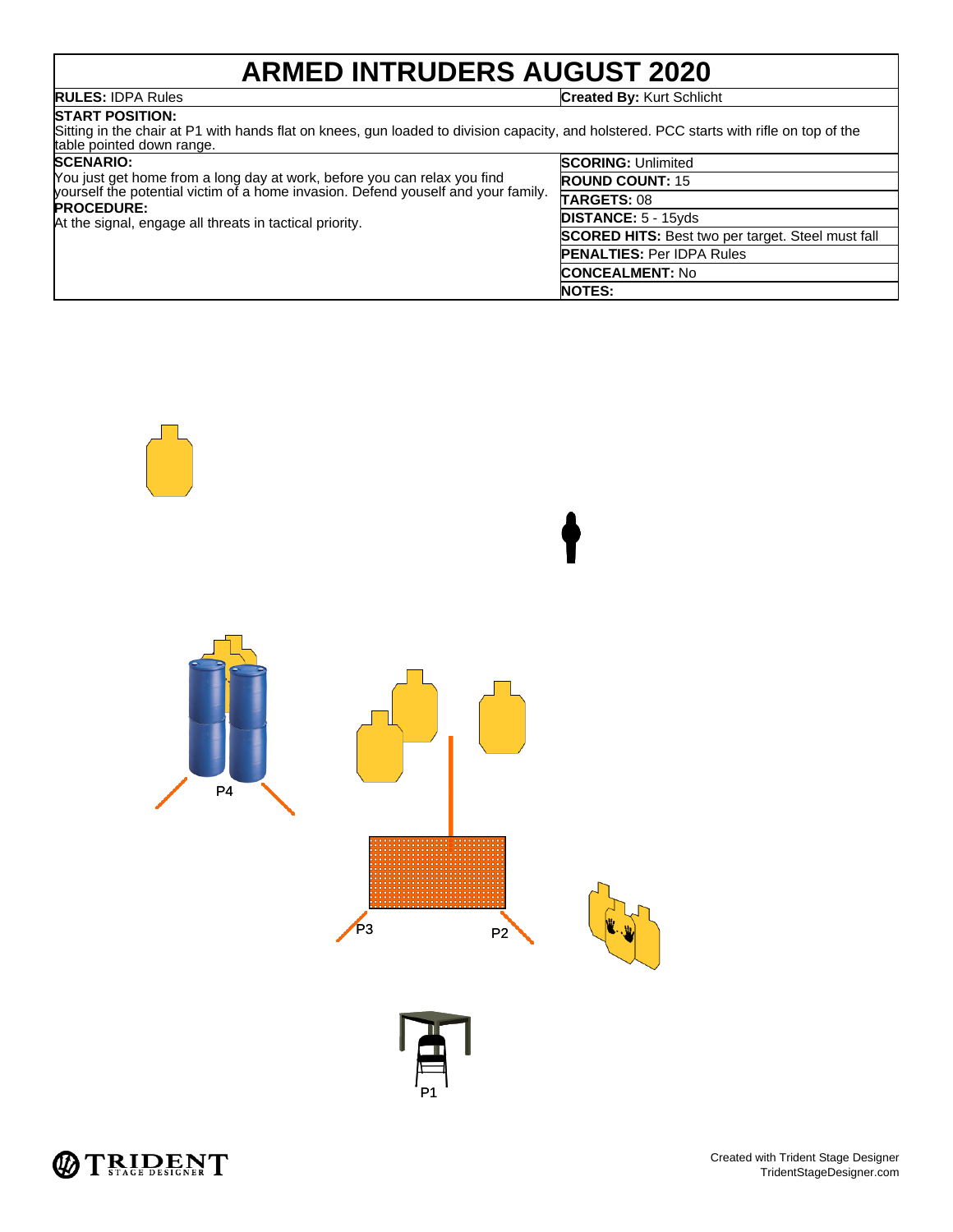# ARMED INTRUDERS AUGUST 2020

**RULES:** IDPA Rules

**Created By:** Kurt Schlicht

**START POSITION:**
Sitting in the chair at P1 with hands flat on knees, gun loaded to division capacity, and holstered. PCC starts with rifle on top of the table pointed down range.

**SCENARIO:**
You just get home from a long day at work, before you can relax you find yourself the potential victim of a home invasion. Defend youself and your family.

**PROCEDURE:**
At the signal, engage all threats in tactical priority.

| | |
|---|---|
| **SCORING:** | Unlimited |
| **ROUND COUNT:** | 15 |
| **TARGETS:** | 08 |
| **DISTANCE:** | 5 - 15yds |
| **SCORED HITS:** | Best two per target. Steel must fall |
| **PENALTIES:** | Per IDPA Rules |
| **CONCEALMENT:** | No |
| **NOTES:** | |

P4

P3

P2

P1

Created with Trident Stage Designer
TridentStageDesigner.com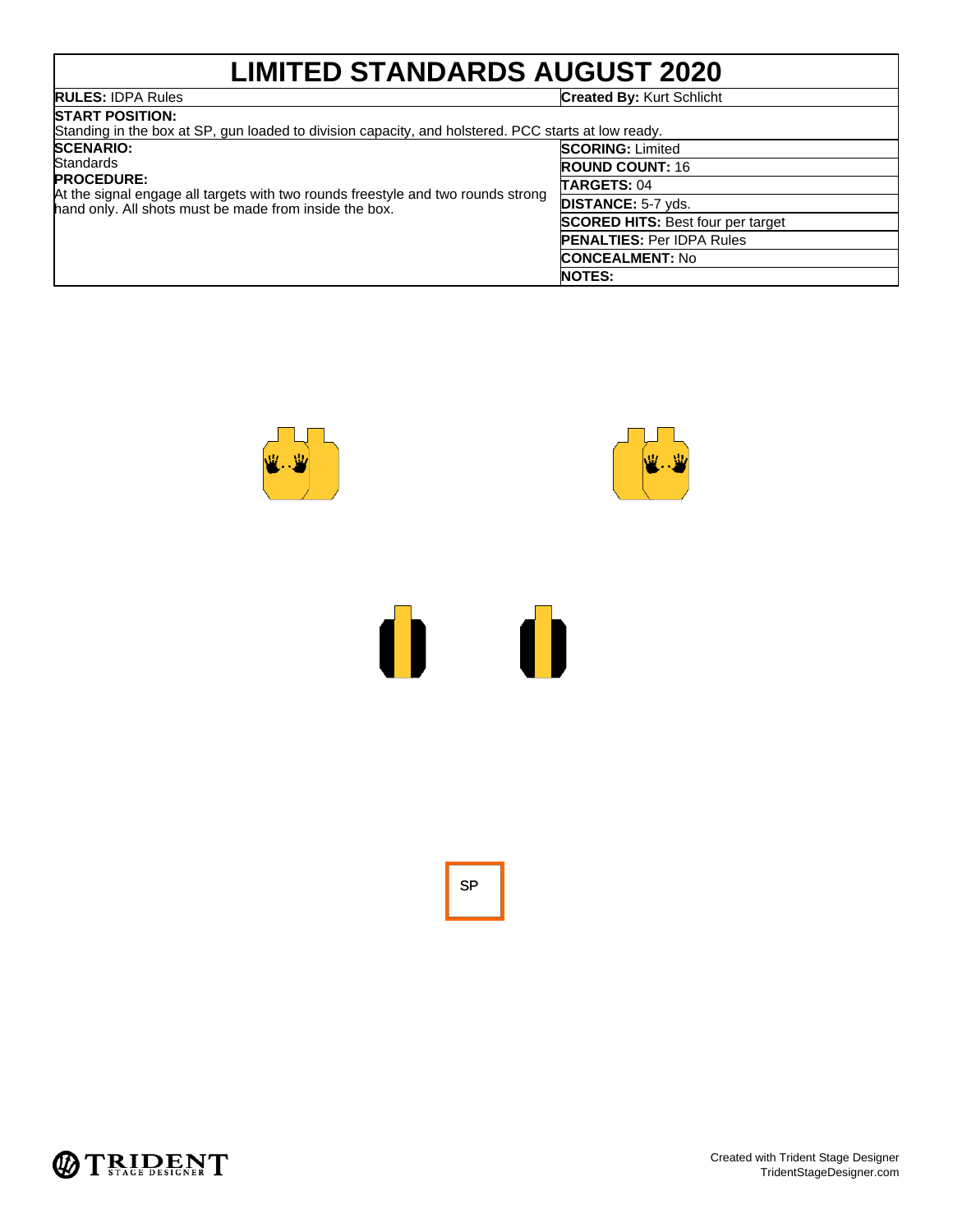# LIMITED STANDARDS AUGUST 2020

| | |
|---|---|
| **RULES:** IDPA Rules | **Created By:** Kurt Schlicht |

**START POSITION:**
Standing in the box at SP, gun loaded to division capacity, and holstered. PCC starts at low ready.

| | |
|---|---|
| **SCENARIO:** Standards | **SCORING:** Limited |
| **PROCEDURE:** At the signal engage all targets with two rounds freestyle and two rounds strong hand only. All shots must be made from inside the box. | **ROUND COUNT:** 16 |
| | **TARGETS:** 04 |
| | **DISTANCE:** 5-7 yds. |
| | **SCORED HITS:** Best four per target |
| | **PENALTIES:** Per IDPA Rules |
| | **CONCEALMENT:** No |
| | **NOTES:** |

SP

Created with Trident Stage Designer
TridentStageDesigner.com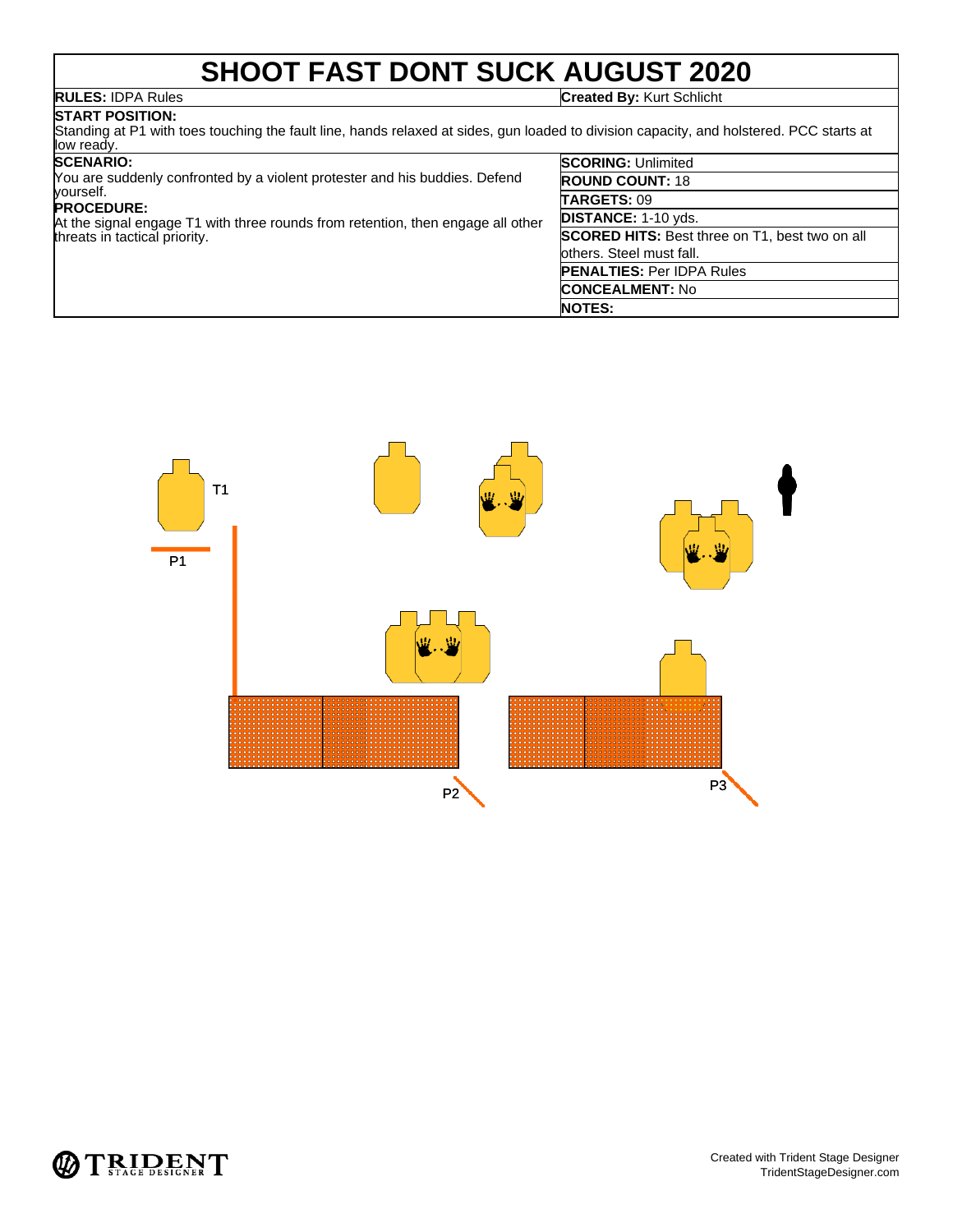# SHOOT FAST DONT SUCK AUGUST 2020

**RULES:** IDPA Rules

**Created By:** Kurt Schlicht

**START POSITION:**
Standing at P1 with toes touching the fault line, hands relaxed at sides, gun loaded to division capacity, and holstered. PCC starts at low ready.

**SCENARIO:**
You are suddenly confronted by a violent protester and his buddies. Defend yourself.

**PROCEDURE:**
At the signal engage T1 with three rounds from retention, then engage all other threats in tactical priority.

**SCORING:** Unlimited

**ROUND COUNT:** 18

**TARGETS:** 09

**DISTANCE:** 1-10 yds.

**SCORED HITS:** Best three on T1, best two on all others. Steel must fall.

**PENALTIES:** Per IDPA Rules

**CONCEALMENT:** No

**NOTES:**

T1

P1

P2

P3

Created with Trident Stage Designer
TridentStageDesigner.com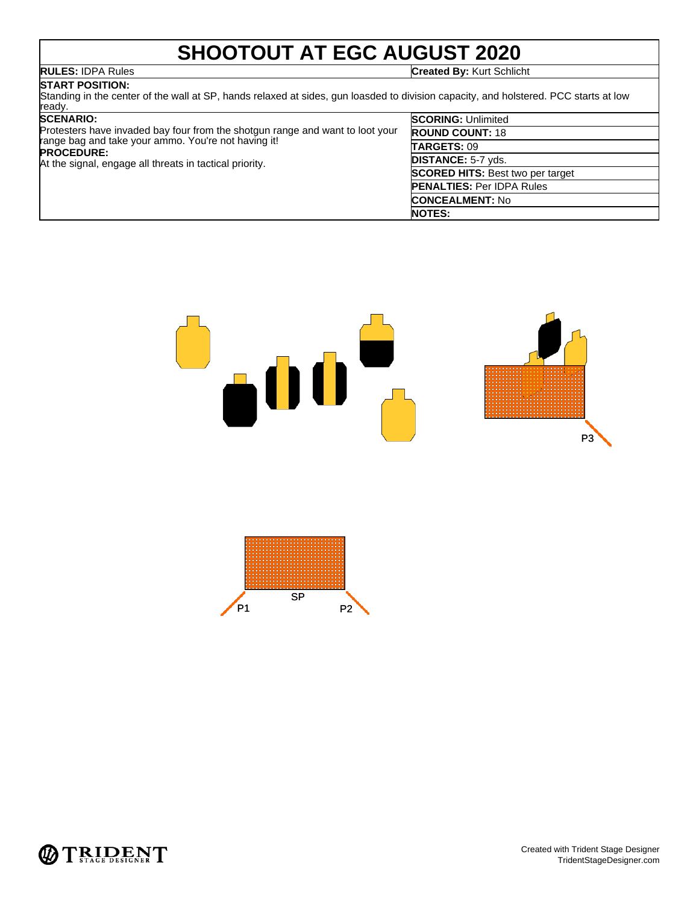# SHOOTOUT AT EGC AUGUST 2020

**RULES:** IDPA Rules

**Created By:** Kurt Schlicht

**START POSITION:**
Standing in the center of the wall at SP, hands relaxed at sides, gun loasded to division capacity, and holstered. PCC starts at low ready.

**SCENARIO:**
Protesters have invaded bay four from the shotgun range and want to loot your range bag and take your ammo. You're not having it!

**PROCEDURE:**
At the signal, engage all threats in tactical priority.

| | |
|---|---|
| **SCORING:** | Unlimited |
| **ROUND COUNT:** | 18 |
| **TARGETS:** | 09 |
| **DISTANCE:** | 5-7 yds. |
| **SCORED HITS:** | Best two per target |
| **PENALTIES:** | Per IDPA Rules |
| **CONCEALMENT:** | No |
| **NOTES:** | |

P3

SP

P1

P2

Created with Trident Stage Designer
TridentStageDesigner.com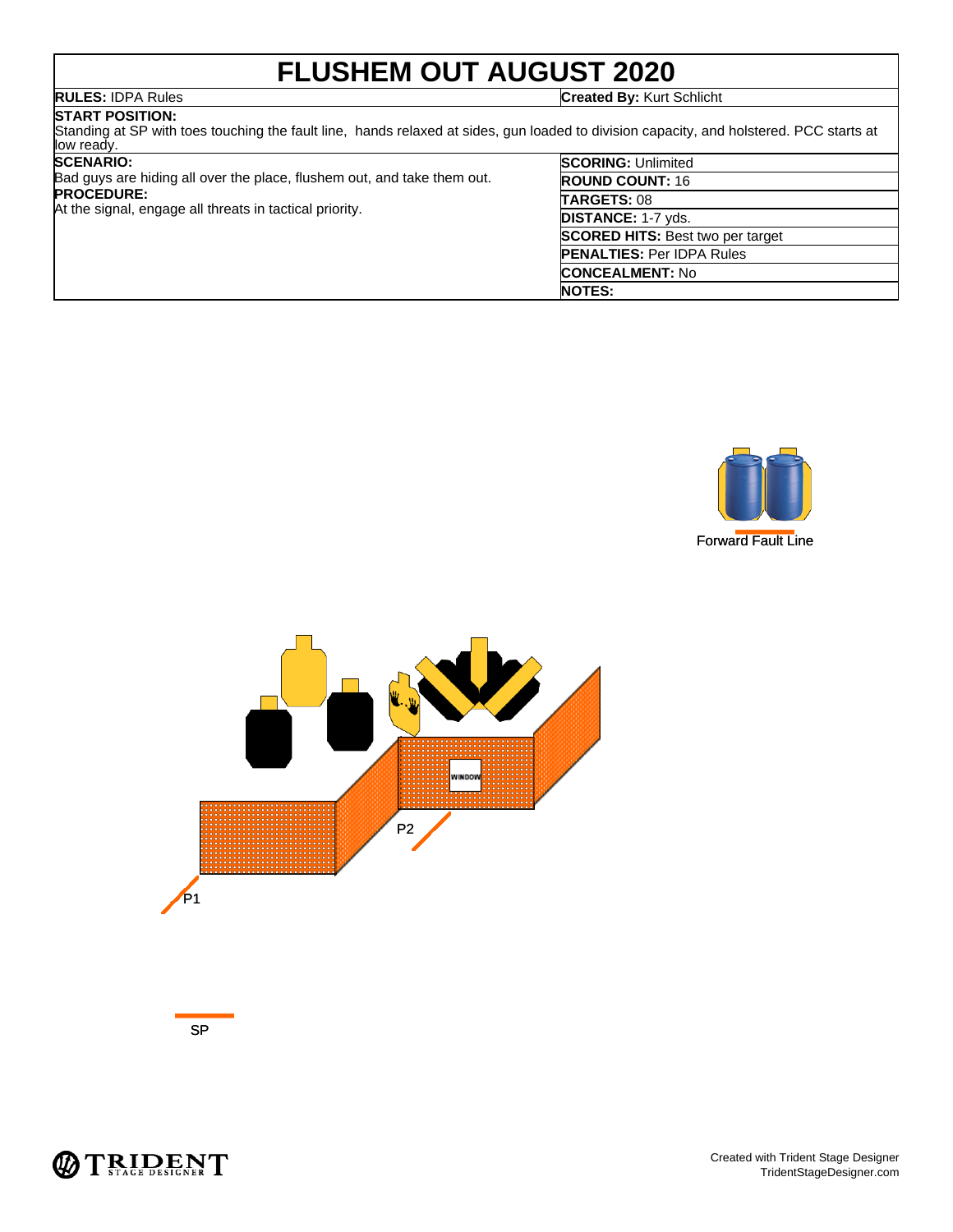# FLUSHEM OUT AUGUST 2020

**RULES:** IDPA Rules

**Created By:** Kurt Schlicht

**START POSITION:**
Standing at SP with toes touching the fault line, hands relaxed at sides, gun loaded to division capacity, and holstered. PCC starts at low ready.

**SCENARIO:**
Bad guys are hiding all over the place, flushem out, and take them out.

**PROCEDURE:**
At the signal, engage all threats in tactical priority.

| | |
|---|---|
| **SCORING:** | Unlimited |
| **ROUND COUNT:** | 16 |
| **TARGETS:** | 08 |
| **DISTANCE:** | 1-7 yds. |
| **SCORED HITS:** | Best two per target |
| **PENALTIES:** | Per IDPA Rules |
| **CONCEALMENT:** | No |
| **NOTES:** | |

Forward Fault Line

WINDOW

P2

P1

SP

Created with Trident Stage Designer
TridentStageDesigner.com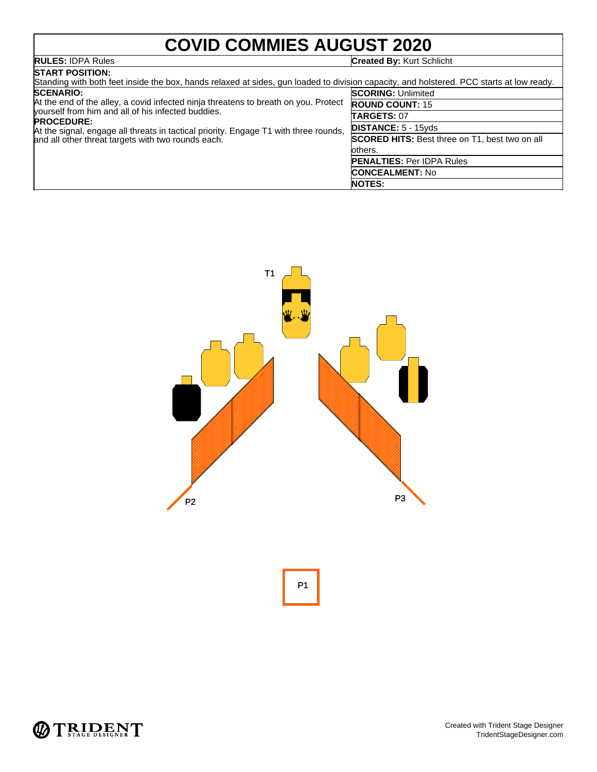# COVID COMMIES AUGUST 2020

**RULES:** IDPA Rules

**Created By:** Kurt Schlicht

**START POSITION:**
Standing with both feet inside the box, hands relaxed at sides, gun loaded to division capacity, and holstered. PCC starts at low ready.

**SCENARIO:**
At the end of the alley, a covid infected ninja threatens to breath on you. Protect yourself from him and all of his infected buddies.

**PROCEDURE:**
At the signal, engage all threats in tactical priority. Engage T1 with three rounds, and all other threat targets with two rounds each.

**SCORING:** Unlimited

**ROUND COUNT:** 15

**TARGETS:** 07

**DISTANCE:** 5 - 15yds

**SCORED HITS:** Best three on T1, best two on all others.

**PENALTIES:** Per IDPA Rules

**CONCEALMENT:** No

**NOTES:**

T1

P2

P3

P1

Created with Trident Stage Designer
TridentStageDesigner.com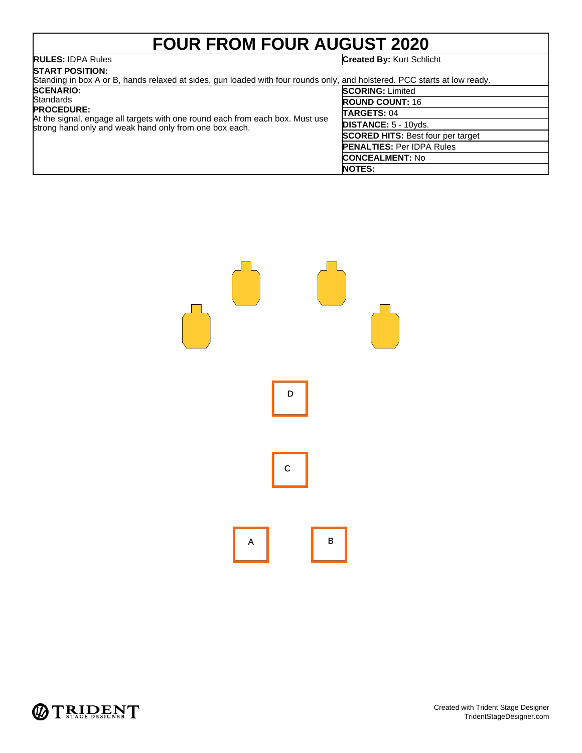# FOUR FROM FOUR AUGUST 2020

**RULES:** IDPA Rules

**Created By:** Kurt Schlicht

**START POSITION:**
Standing in box A or B, hands relaxed at sides, gun loaded with four rounds only, and holstered. PCC starts at low ready.

**SCENARIO:**
Standards

**PROCEDURE:**
At the signal, engage all targets with one round each from each box. Must use strong hand only and weak hand only from one box each.

**SCORING:** Limited

**ROUND COUNT:** 16

**TARGETS:** 04

**DISTANCE:** 5 - 10yds.

**SCORED HITS:** Best four per target

**PENALTIES:** Per IDPA Rules

**CONCEALMENT:** No

**NOTES:**

D

C

A

B

Created with Trident Stage Designer
TridentStageDesigner.com